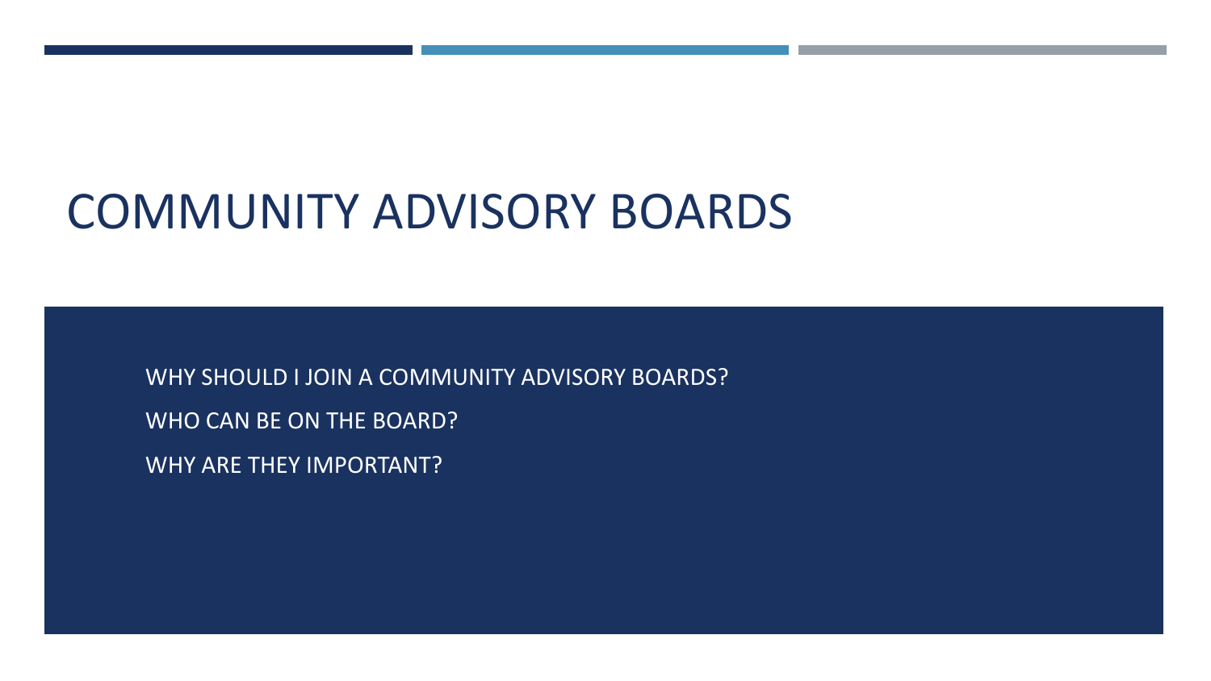# COMMUNITY ADVISORY BOARDS

WHY SHOULD I JOIN A COMMUNITY ADVISORY BOARDS?

WHO CAN BE ON THE BOARD?

WHY ARE THEY IMPORTANT?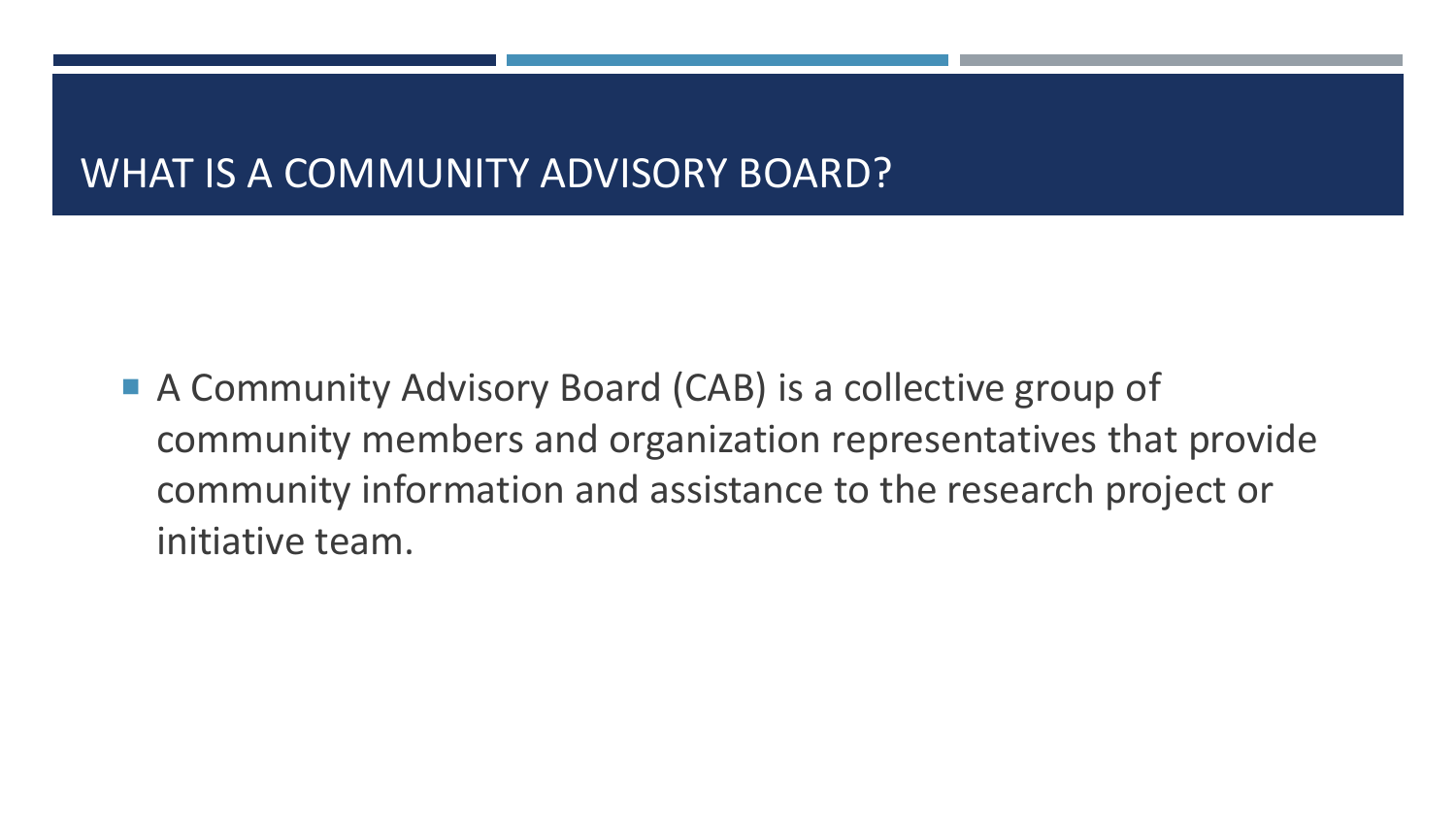# WHAT IS A COMMUNITY ADVISORY BOARD?

- A Community Advisory Board (CAB) is a collective group of community members and organization representatives that provide community information and assistance to the research project or initiative team.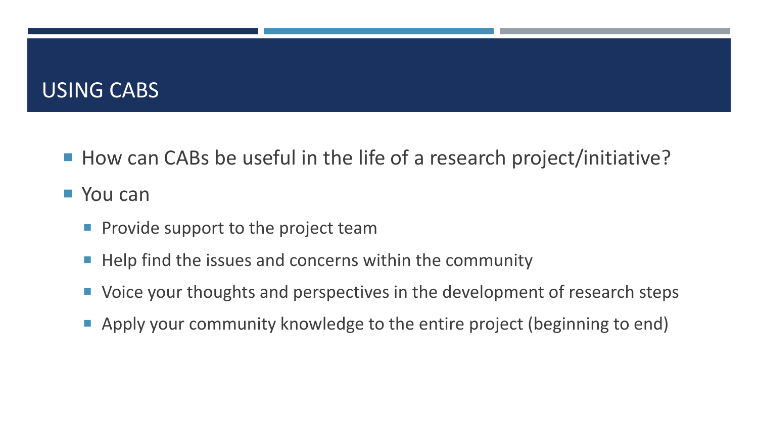# USING CABS

- How can CABs be useful in the life of a research project/initiative?
- You can
  - Provide support to the project team
  - Help find the issues and concerns within the community
  - Voice your thoughts and perspectives in the development of research steps
  - Apply your community knowledge to the entire project (beginning to end)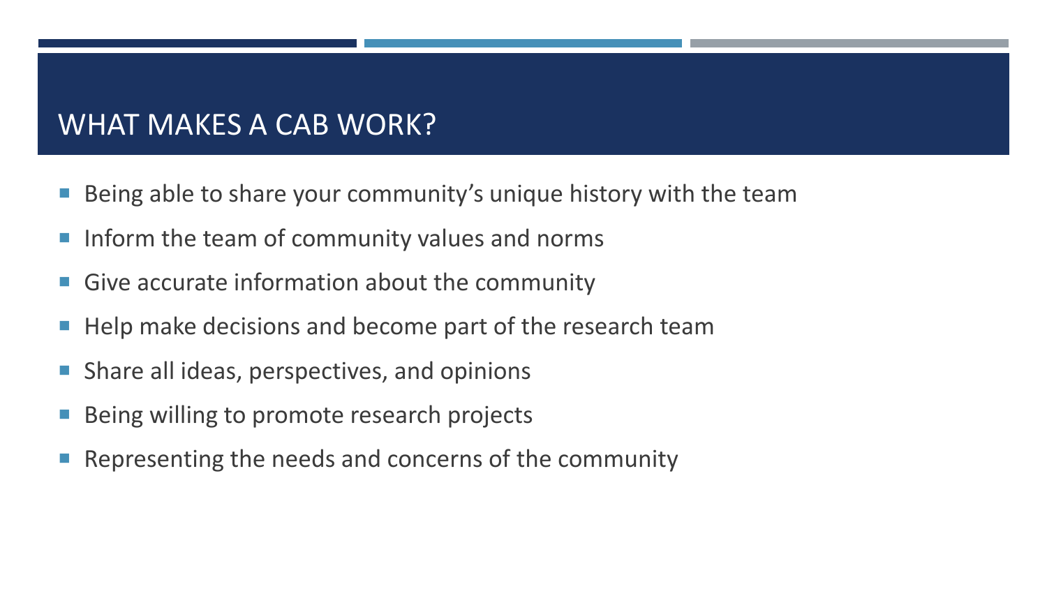# WHAT MAKES A CAB WORK?

- Being able to share your community's unique history with the team
- Inform the team of community values and norms
- Give accurate information about the community
- Help make decisions and become part of the research team
- Share all ideas, perspectives, and opinions
- Being willing to promote research projects
- Representing the needs and concerns of the community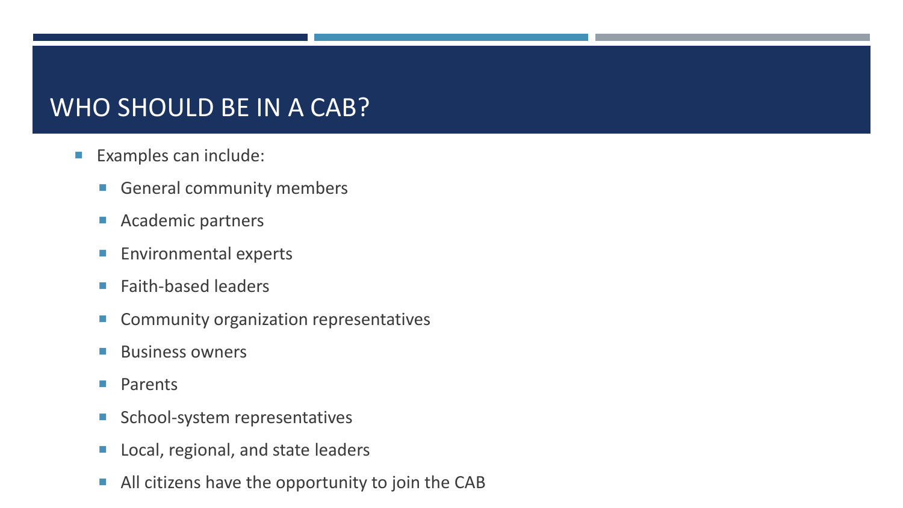# WHO SHOULD BE IN A CAB?

- Examples can include:
  - General community members
  - Academic partners
  - Environmental experts
  - Faith-based leaders
  - Community organization representatives
  - Business owners
  - Parents
  - School-system representatives
  - Local, regional, and state leaders
  - All citizens have the opportunity to join the CAB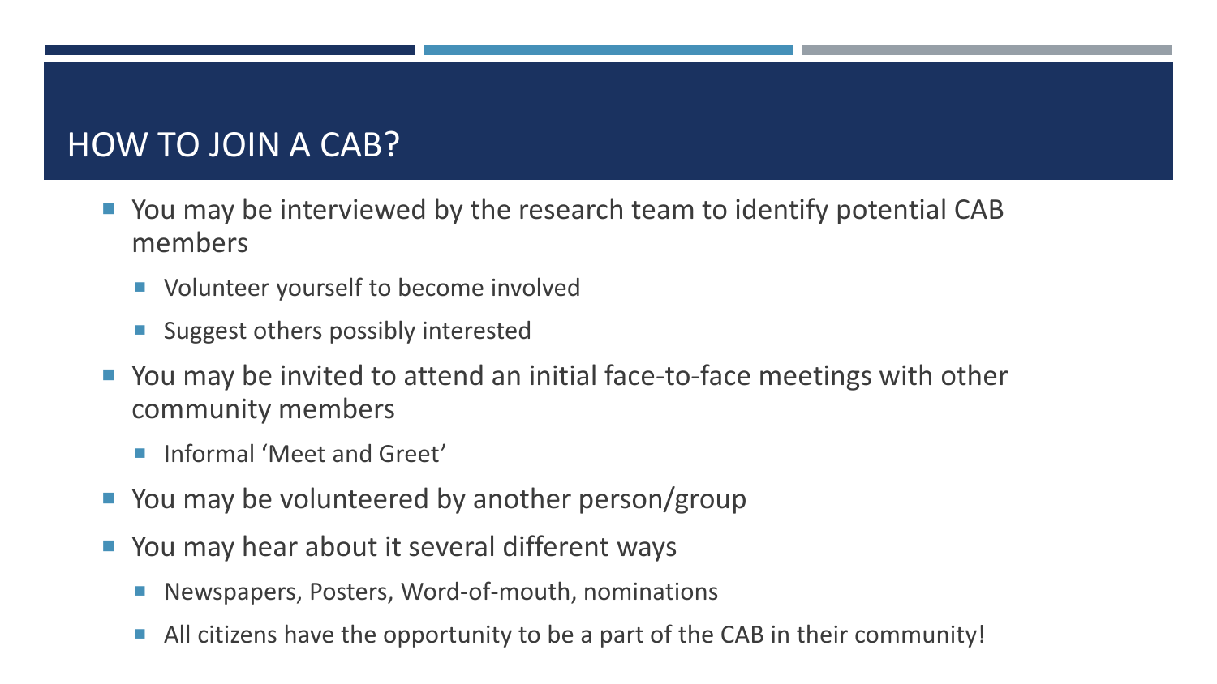# HOW TO JOIN A CAB?

- You may be interviewed by the research team to identify potential CAB members
  - Volunteer yourself to become involved
  - Suggest others possibly interested
- You may be invited to attend an initial face-to-face meetings with other community members
  - Informal 'Meet and Greet'
- You may be volunteered by another person/group
- You may hear about it several different ways
  - Newspapers, Posters, Word-of-mouth, nominations
  - All citizens have the opportunity to be a part of the CAB in their community!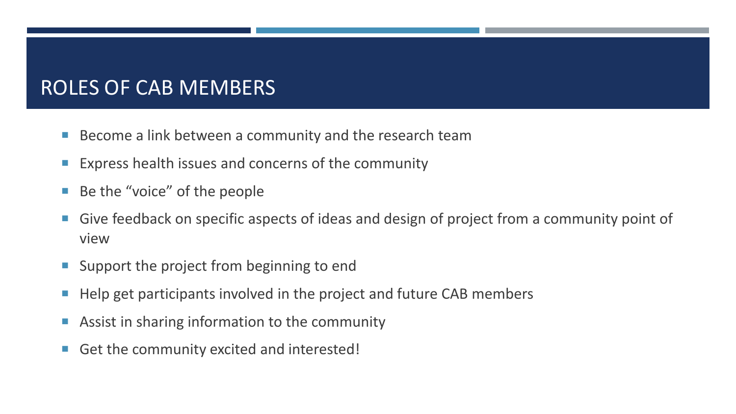# ROLES OF CAB MEMBERS

- Become a link between a community and the research team
- Express health issues and concerns of the community
- Be the "voice" of the people
- Give feedback on specific aspects of ideas and design of project from a community point of view
- Support the project from beginning to end
- Help get participants involved in the project and future CAB members
- Assist in sharing information to the community
- Get the community excited and interested!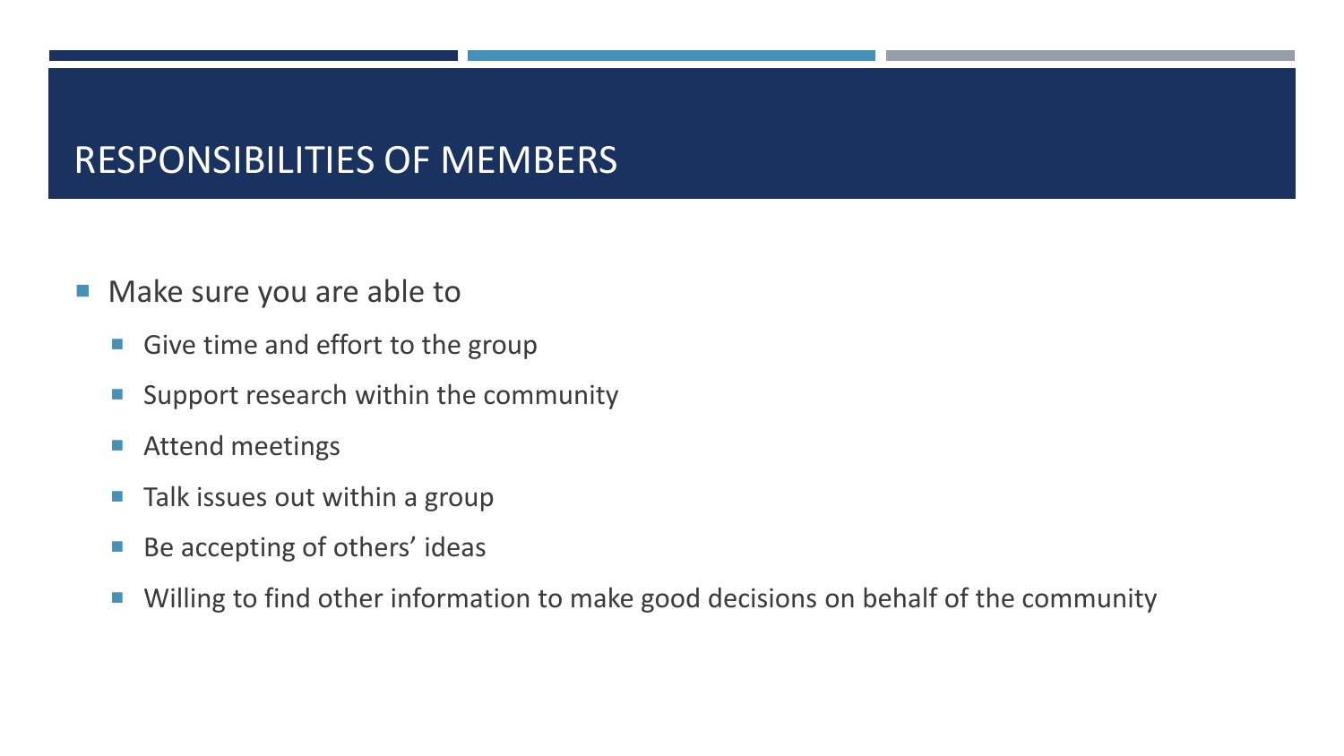# RESPONSIBILITIES OF MEMBERS

- Make sure you are able to
  - Give time and effort to the group
  - Support research within the community
  - Attend meetings
  - Talk issues out within a group
  - Be accepting of others' ideas
  - Willing to find other information to make good decisions on behalf of the community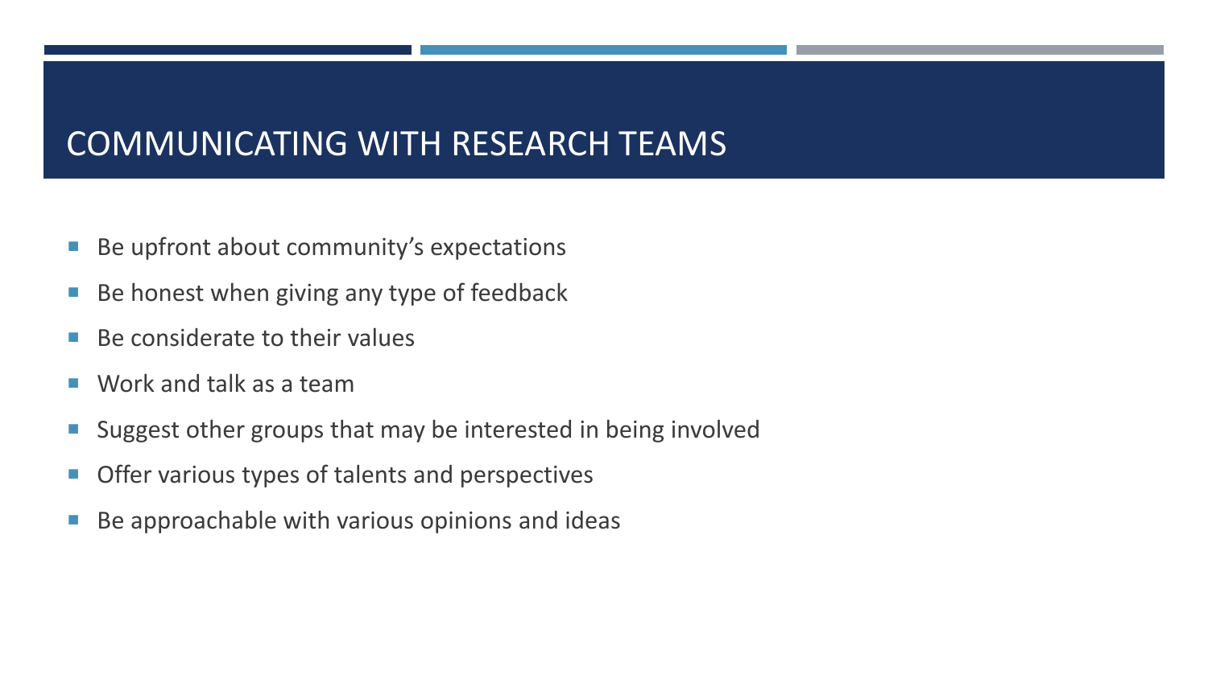# COMMUNICATING WITH RESEARCH TEAMS

- Be upfront about community's expectations
- Be honest when giving any type of feedback
- Be considerate to their values
- Work and talk as a team
- Suggest other groups that may be interested in being involved
- Offer various types of talents and perspectives
- Be approachable with various opinions and ideas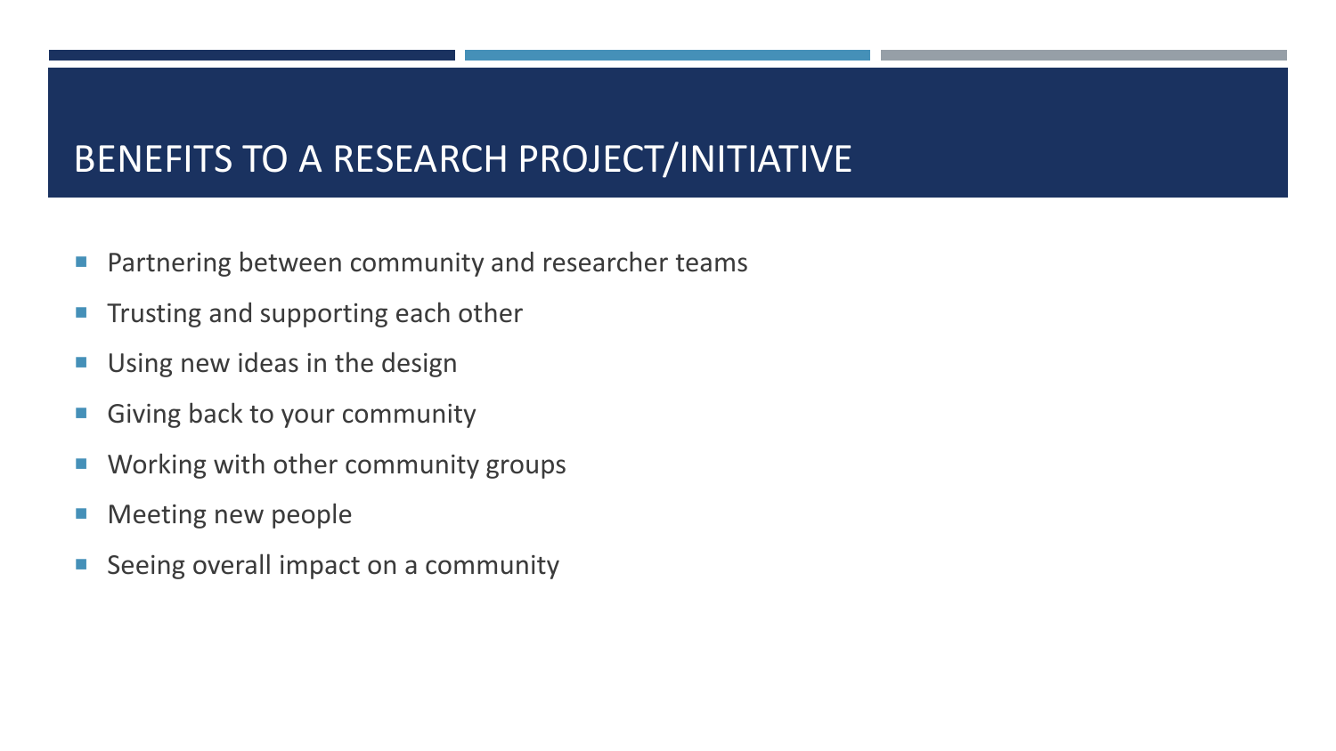# BENEFITS TO A RESEARCH PROJECT/INITIATIVE

- Partnering between community and researcher teams
- Trusting and supporting each other
- Using new ideas in the design
- Giving back to your community
- Working with other community groups
- Meeting new people
- Seeing overall impact on a community